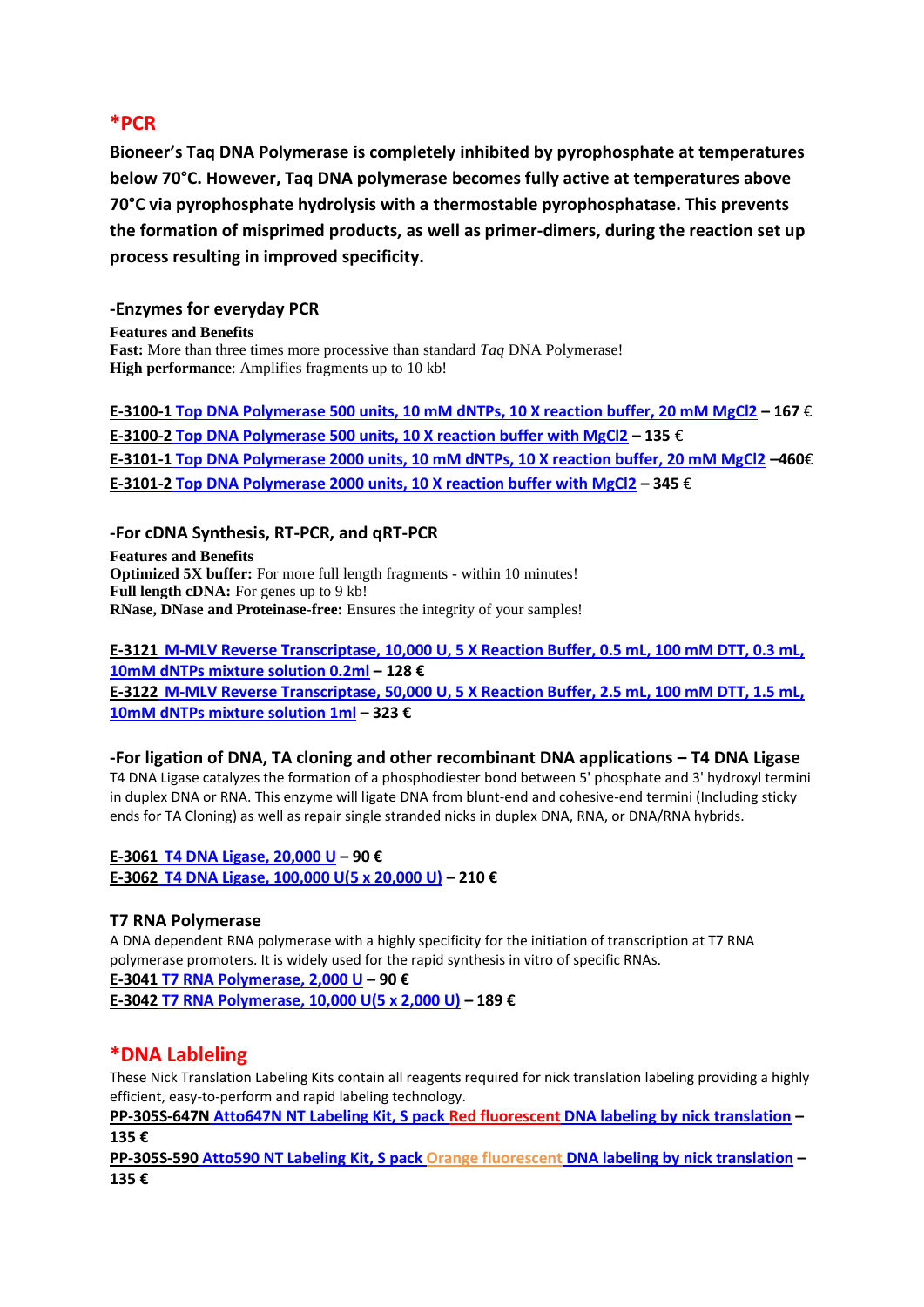## *PCR

**Bioneer's Taq DNA Polymerase is completely inhibited by pyrophosphate at temperatures below 70°C. However, Taq DNA polymerase becomes fully active at temperatures above 70°C via pyrophosphate hydrolysis with a thermostable pyrophosphatase. This prevents the formation of misprimed products, as well as primer-dimers, during the reaction set up process resulting in improved specificity.**

### -Enzymes for everyday PCR

**Features and Benefits**
**Fast:** More than three times more processive than standard *Taq* DNA Polymerase!
**High performance**: Amplifies fragments up to 10 kb!

**E-3100-1 Top DNA Polymerase 500 units, 10 mM dNTPs, 10 X reaction buffer, 20 mM MgCl2 – 167 €**
**E-3100-2 Top DNA Polymerase 500 units, 10 X reaction buffer with MgCl2 – 135 €**
**E-3101-1 Top DNA Polymerase 2000 units, 10 mM dNTPs, 10 X reaction buffer, 20 mM MgCl2 –460€**
**E-3101-2 Top DNA Polymerase 2000 units, 10 X reaction buffer with MgCl2 – 345 €**

### -For cDNA Synthesis, RT-PCR, and qRT-PCR

**Features and Benefits**
**Optimized 5X buffer:** For more full length fragments - within 10 minutes!
**Full length cDNA:** For genes up to 9 kb!
**RNase, DNase and Proteinase-free:** Ensures the integrity of your samples!

**E-3121 M-MLV Reverse Transcriptase, 10,000 U, 5 X Reaction Buffer, 0.5 mL, 100 mM DTT, 0.3 mL, 10mM dNTPs mixture solution 0.2ml – 128 €**
**E-3122 M-MLV Reverse Transcriptase, 50,000 U, 5 X Reaction Buffer, 2.5 mL, 100 mM DTT, 1.5 mL, 10mM dNTPs mixture solution 1ml – 323 €**

### -For ligation of DNA, TA cloning and other recombinant DNA applications – T4 DNA Ligase

T4 DNA Ligase catalyzes the formation of a phosphodiester bond between 5' phosphate and 3' hydroxyl termini in duplex DNA or RNA. This enzyme will ligate DNA from blunt-end and cohesive-end termini (Including sticky ends for TA Cloning) as well as repair single stranded nicks in duplex DNA, RNA, or DNA/RNA hybrids.

**E-3061 T4 DNA Ligase, 20,000 U – 90 €**
**E-3062 T4 DNA Ligase, 100,000 U(5 x 20,000 U) – 210 €**

### T7 RNA Polymerase

A DNA dependent RNA polymerase with a highly specificity for the initiation of transcription at T7 RNA polymerase promoters. It is widely used for the rapid synthesis in vitro of specific RNAs.
**E-3041 T7 RNA Polymerase, 2,000 U – 90 €**
**E-3042 T7 RNA Polymerase, 10,000 U(5 x 2,000 U) – 189 €**

## *DNA Lableling

These Nick Translation Labeling Kits contain all reagents required for nick translation labeling providing a highly efficient, easy-to-perform and rapid labeling technology.
**PP-305S-647N Atto647N NT Labeling Kit, S pack Red fluorescent DNA labeling by nick translation – 135 €**
**PP-305S-590 Atto590 NT Labeling Kit, S pack Orange fluorescent DNA labeling by nick translation – 135 €**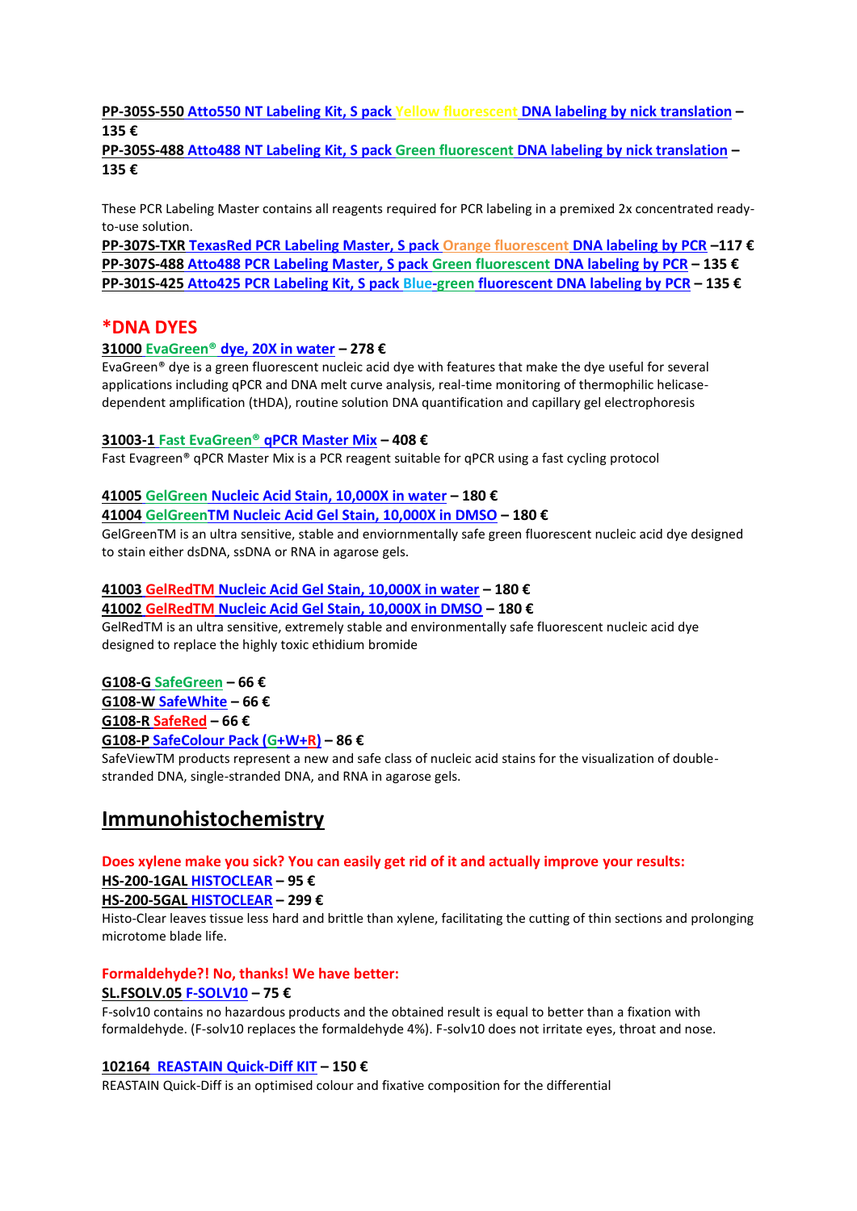**PP-305S-550 Atto550 NT Labeling Kit, S pack Yellow fluorescent DNA labeling by nick translation – 135 €**
**PP-305S-488 Atto488 NT Labeling Kit, S pack Green fluorescent DNA labeling by nick translation – 135 €**

These PCR Labeling Master contains all reagents required for PCR labeling in a premixed 2x concentrated ready-to-use solution.
**PP-307S-TXR TexasRed PCR Labeling Master, S pack Orange fluorescent DNA labeling by PCR –117 €**
**PP-307S-488 Atto488 PCR Labeling Master, S pack Green fluorescent DNA labeling by PCR – 135 €**
**PP-301S-425 Atto425 PCR Labeling Kit, S pack Blue-green fluorescent DNA labeling by PCR – 135 €**

## *DNA DYES

**31000 EvaGreen® dye, 20X in water – 278 €**
EvaGreen® dye is a green fluorescent nucleic acid dye with features that make the dye useful for several applications including qPCR and DNA melt curve analysis, real-time monitoring of thermophilic helicase-dependent amplification (tHDA), routine solution DNA quantification and capillary gel electrophoresis

**31003-1 Fast EvaGreen® qPCR Master Mix – 408 €**
Fast Evagreen® qPCR Master Mix is a PCR reagent suitable for qPCR using a fast cycling protocol

**41005 GelGreen Nucleic Acid Stain, 10,000X in water – 180 €**
**41004 GelGreenTM Nucleic Acid Gel Stain, 10,000X in DMSO – 180 €**
GelGreenTM is an ultra sensitive, stable and enviornmentally safe green fluorescent nucleic acid dye designed to stain either dsDNA, ssDNA or RNA in agarose gels.

**41003 GelRedTM Nucleic Acid Gel Stain, 10,000X in water – 180 €**
**41002 GelRedTM Nucleic Acid Gel Stain, 10,000X in DMSO – 180 €**
GelRedTM is an ultra sensitive, extremely stable and environmentally safe fluorescent nucleic acid dye designed to replace the highly toxic ethidium bromide

**G108-G SafeGreen – 66 €**
**G108-W SafeWhite – 66 €**
**G108-R SafeRed – 66 €**
**G108-P SafeColour Pack (G+W+R) – 86 €**
SafeViewTM products represent a new and safe class of nucleic acid stains for the visualization of double-stranded DNA, single-stranded DNA, and RNA in agarose gels.

# Immunohistochemistry

**Does xylene make you sick? You can easily get rid of it and actually improve your results:**
**HS-200-1GAL HISTOCLEAR – 95 €**
**HS-200-5GAL HISTOCLEAR – 299 €**
Histo-Clear leaves tissue less hard and brittle than xylene, facilitating the cutting of thin sections and prolonging microtome blade life.

**Formaldehyde?! No, thanks! We have better:**
**SL.FSOLV.05 F-SOLV10 – 75 €**
F-solv10 contains no hazardous products and the obtained result is equal to better than a fixation with formaldehyde. (F-solv10 replaces the formaldehyde 4%). F-solv10 does not irritate eyes, throat and nose.

**102164 REASTAIN Quick-Diff KIT – 150 €**
REASTAIN Quick-Diff is an optimised colour and fixative composition for the differential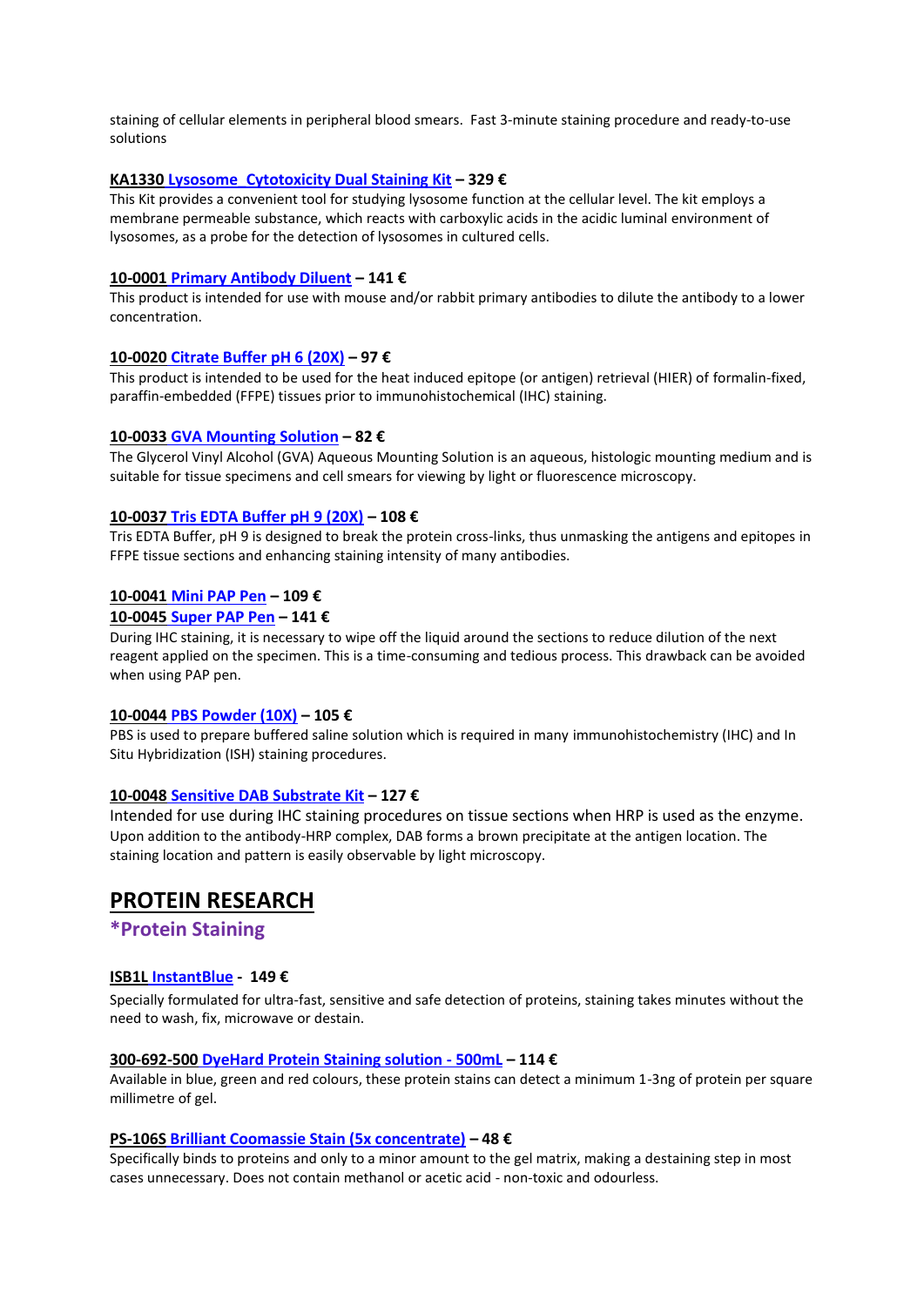staining of cellular elements in peripheral blood smears.  Fast 3-minute staining procedure and ready-to-use solutions

**KA1330 Lysosome  Cytotoxicity Dual Staining Kit – 329 €**

This Kit provides a convenient tool for studying lysosome function at the cellular level. The kit employs a membrane permeable substance, which reacts with carboxylic acids in the acidic luminal environment of lysosomes, as a probe for the detection of lysosomes in cultured cells.

**10-0001 Primary Antibody Diluent – 141 €**

This product is intended for use with mouse and/or rabbit primary antibodies to dilute the antibody to a lower concentration.

**10-0020 Citrate Buffer pH 6 (20X) – 97 €**

This product is intended to be used for the heat induced epitope (or antigen) retrieval (HIER) of formalin-fixed, paraffin-embedded (FFPE) tissues prior to immunohistochemical (IHC) staining.

**10-0033 GVA Mounting Solution – 82 €**

The Glycerol Vinyl Alcohol (GVA) Aqueous Mounting Solution is an aqueous, histologic mounting medium and is suitable for tissue specimens and cell smears for viewing by light or fluorescence microscopy.

**10-0037 Tris EDTA Buffer pH 9 (20X) – 108 €**

Tris EDTA Buffer, pH 9 is designed to break the protein cross-links, thus unmasking the antigens and epitopes in FFPE tissue sections and enhancing staining intensity of many antibodies.

**10-0041 Mini PAP Pen – 109 €**

**10-0045 Super PAP Pen – 141 €**

During IHC staining, it is necessary to wipe off the liquid around the sections to reduce dilution of the next reagent applied on the specimen. This is a time-consuming and tedious process. This drawback can be avoided when using PAP pen.

**10-0044 PBS Powder (10X) – 105 €**

PBS is used to prepare buffered saline solution which is required in many immunohistochemistry (IHC) and In Situ Hybridization (ISH) staining procedures.

**10-0048 Sensitive DAB Substrate Kit – 127 €**

Intended for use during IHC staining procedures on tissue sections when HRP is used as the enzyme. Upon addition to the antibody-HRP complex, DAB forms a brown precipitate at the antigen location. The staining location and pattern is easily observable by light microscopy.

# PROTEIN RESEARCH

## *Protein Staining

**ISB1L InstantBlue -  149 €**

Specially formulated for ultra-fast, sensitive and safe detection of proteins, staining takes minutes without the need to wash, fix, microwave or destain.

**300-692-500 DyeHard Protein Staining solution - 500mL – 114 €**

Available in blue, green and red colours, these protein stains can detect a minimum 1-3ng of protein per square millimetre of gel.

**PS-106S Brilliant Coomassie Stain (5x concentrate) – 48 €**

Specifically binds to proteins and only to a minor amount to the gel matrix, making a destaining step in most cases unnecessary. Does not contain methanol or acetic acid - non-toxic and odourless.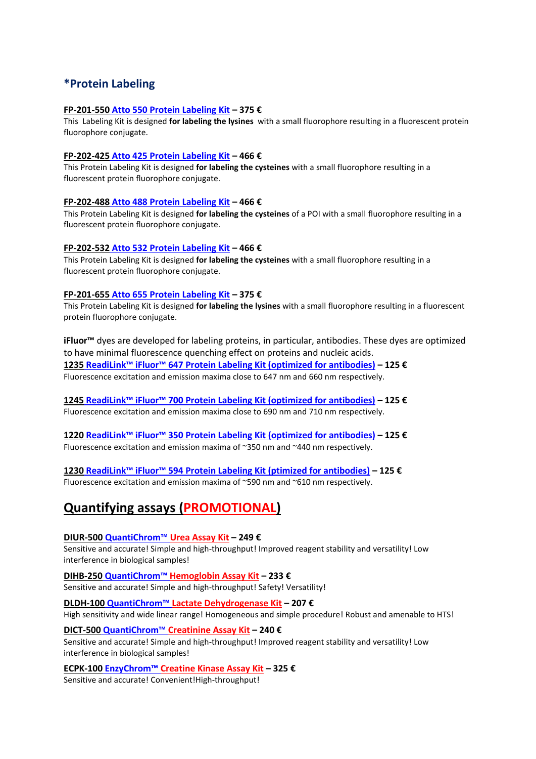## *Protein Labeling

**FP-201-550 Atto 550 Protein Labeling Kit – 375 €**
This Labeling Kit is designed **for labeling the lysines** with a small fluorophore resulting in a fluorescent protein fluorophore conjugate.

**FP-202-425 Atto 425 Protein Labeling Kit – 466 €**
This Protein Labeling Kit is designed **for labeling the cysteines** with a small fluorophore resulting in a fluorescent protein fluorophore conjugate.

**FP-202-488 Atto 488 Protein Labeling Kit – 466 €**
This Protein Labeling Kit is designed **for labeling the cysteines** of a POI with a small fluorophore resulting in a fluorescent protein fluorophore conjugate.

**FP-202-532 Atto 532 Protein Labeling Kit – 466 €**
This Protein Labeling Kit is designed **for labeling the cysteines** with a small fluorophore resulting in a fluorescent protein fluorophore conjugate.

**FP-201-655 Atto 655 Protein Labeling Kit – 375 €**
This Protein Labeling Kit is designed **for labeling the lysines** with a small fluorophore resulting in a fluorescent protein fluorophore conjugate.

**iFluor™** dyes are developed for labeling proteins, in particular, antibodies. These dyes are optimized to have minimal fluorescence quenching effect on proteins and nucleic acids.

**1235 ReadiLink™ iFluor™ 647 Protein Labeling Kit (optimized for antibodies) – 125 €**
Fluorescence excitation and emission maxima close to 647 nm and 660 nm respectively.

**1245 ReadiLink™ iFluor™ 700 Protein Labeling Kit (optimized for antibodies) – 125 €**
Fluorescence excitation and emission maxima close to 690 nm and 710 nm respectively.

**1220 ReadiLink™ iFluor™ 350 Protein Labeling Kit (optimized for antibodies) – 125 €**
Fluorescence excitation and emission maxima of ~350 nm and ~440 nm respectively.

**1230 ReadiLink™ iFluor™ 594 Protein Labeling Kit (ptimized for antibodies) – 125 €**
Fluorescence excitation and emission maxima of ~590 nm and ~610 nm respectively.

# Quantifying assays (PROMOTIONAL)

**DIUR-500 QuantiChrom™ Urea Assay Kit – 249 €**
Sensitive and accurate! Simple and high-throughput! Improved reagent stability and versatility! Low interference in biological samples!

**DIHB-250 QuantiChrom™ Hemoglobin Assay Kit – 233 €**
Sensitive and accurate! Simple and high-throughput! Safety! Versatility!

**DLDH-100 QuantiChrom™ Lactate Dehydrogenase Kit – 207 €**
High sensitivity and wide linear range! Homogeneous and simple procedure! Robust and amenable to HTS!

**DICT-500 QuantiChrom™ Creatinine Assay Kit – 240 €**
Sensitive and accurate! Simple and high-throughput! Improved reagent stability and versatility! Low interference in biological samples!

**ECPK-100 EnzyChrom™ Creatine Kinase Assay Kit – 325 €**
Sensitive and accurate! Convenient!High-throughput!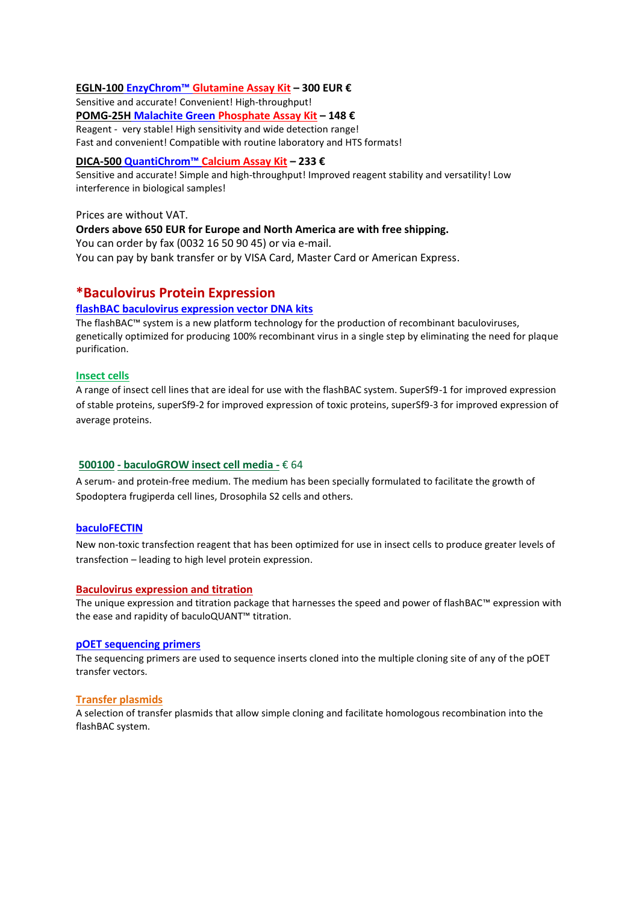**EGLN-100 EnzyChrom™ Glutamine Assay Kit – 300 EUR €**
Sensitive and accurate! Convenient! High-throughput!
**POMG-25H Malachite Green Phosphate Assay Kit – 148 €**
Reagent - very stable! High sensitivity and wide detection range!
Fast and convenient! Compatible with routine laboratory and HTS formats!

**DICA-500 QuantiChrom™ Calcium Assay Kit – 233 €**
Sensitive and accurate! Simple and high-throughput! Improved reagent stability and versatility! Low interference in biological samples!

Prices are without VAT.
**Orders above 650 EUR for Europe and North America are with free shipping.**
You can order by fax (0032 16 50 90 45) or via e-mail.
You can pay by bank transfer or by VISA Card, Master Card or American Express.

## *Baculovirus Protein Expression

**flashBAC baculovirus expression vector DNA kits**
The flashBAC™ system is a new platform technology for the production of recombinant baculoviruses, genetically optimized for producing 100% recombinant virus in a single step by eliminating the need for plaque purification.

**Insect cells**
A range of insect cell lines that are ideal for use with the flashBAC system. SuperSf9-1 for improved expression of stable proteins, superSf9-2 for improved expression of toxic proteins, superSf9-3 for improved expression of average proteins.

**500100 - baculoGROW insect cell media -** € 64

A serum- and protein-free medium. The medium has been specially formulated to facilitate the growth of Spodoptera frugiperda cell lines, Drosophila S2 cells and others.

**baculoFECTIN**

New non-toxic transfection reagent that has been optimized for use in insect cells to produce greater levels of transfection – leading to high level protein expression.

**Baculovirus expression and titration**
The unique expression and titration package that harnesses the speed and power of flashBAC™ expression with the ease and rapidity of baculoQUANT™ titration.

**pOET sequencing primers**
The sequencing primers are used to sequence inserts cloned into the multiple cloning site of any of the pOET transfer vectors.

**Transfer plasmids**
A selection of transfer plasmids that allow simple cloning and facilitate homologous recombination into the flashBAC system.